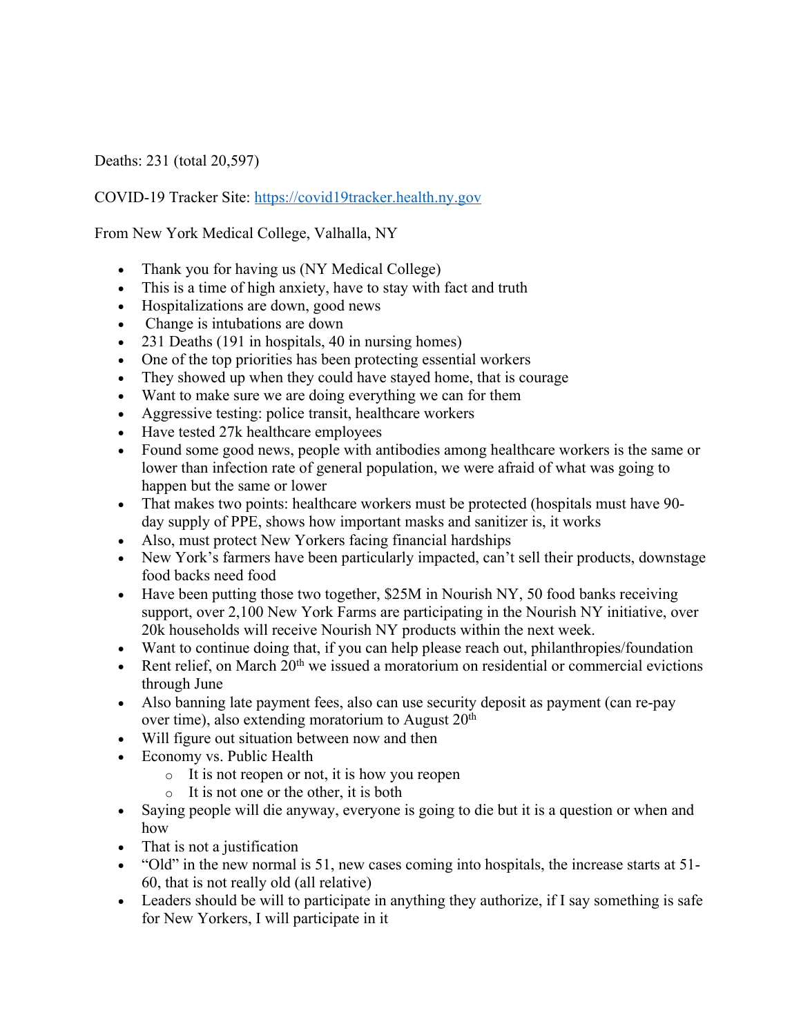Deaths: 231 (total 20,597)

COVID-19 Tracker Site: https://covid19tracker.health.ny.gov

From New York Medical College, Valhalla, NY

- Thank you for having us (NY Medical College)
- This is a time of high anxiety, have to stay with fact and truth
- Hospitalizations are down, good news
- Change is intubations are down
- 231 Deaths (191 in hospitals, 40 in nursing homes)
- One of the top priorities has been protecting essential workers
- They showed up when they could have stayed home, that is courage
- Want to make sure we are doing everything we can for them
- Aggressive testing: police transit, healthcare workers
- Have tested 27k healthcare employees
- Found some good news, people with antibodies among healthcare workers is the same or lower than infection rate of general population, we were afraid of what was going to happen but the same or lower
- That makes two points: healthcare workers must be protected (hospitals must have 90-day supply of PPE, shows how important masks and sanitizer is, it works
- Also, must protect New Yorkers facing financial hardships
- New York's farmers have been particularly impacted, can't sell their products, downstage food backs need food
- Have been putting those two together, $25M in Nourish NY, 50 food banks receiving support, over 2,100 New York Farms are participating in the Nourish NY initiative, over 20k households will receive Nourish NY products within the next week.
- Want to continue doing that, if you can help please reach out, philanthropies/foundation
- Rent relief, on March 20th we issued a moratorium on residential or commercial evictions through June
- Also banning late payment fees, also can use security deposit as payment (can re-pay over time), also extending moratorium to August 20th
- Will figure out situation between now and then
- Economy vs. Public Health
  - It is not reopen or not, it is how you reopen
  - It is not one or the other, it is both
- Saying people will die anyway, everyone is going to die but it is a question or when and how
- That is not a justification
- "Old" in the new normal is 51, new cases coming into hospitals, the increase starts at 51-60, that is not really old (all relative)
- Leaders should be will to participate in anything they authorize, if I say something is safe for New Yorkers, I will participate in it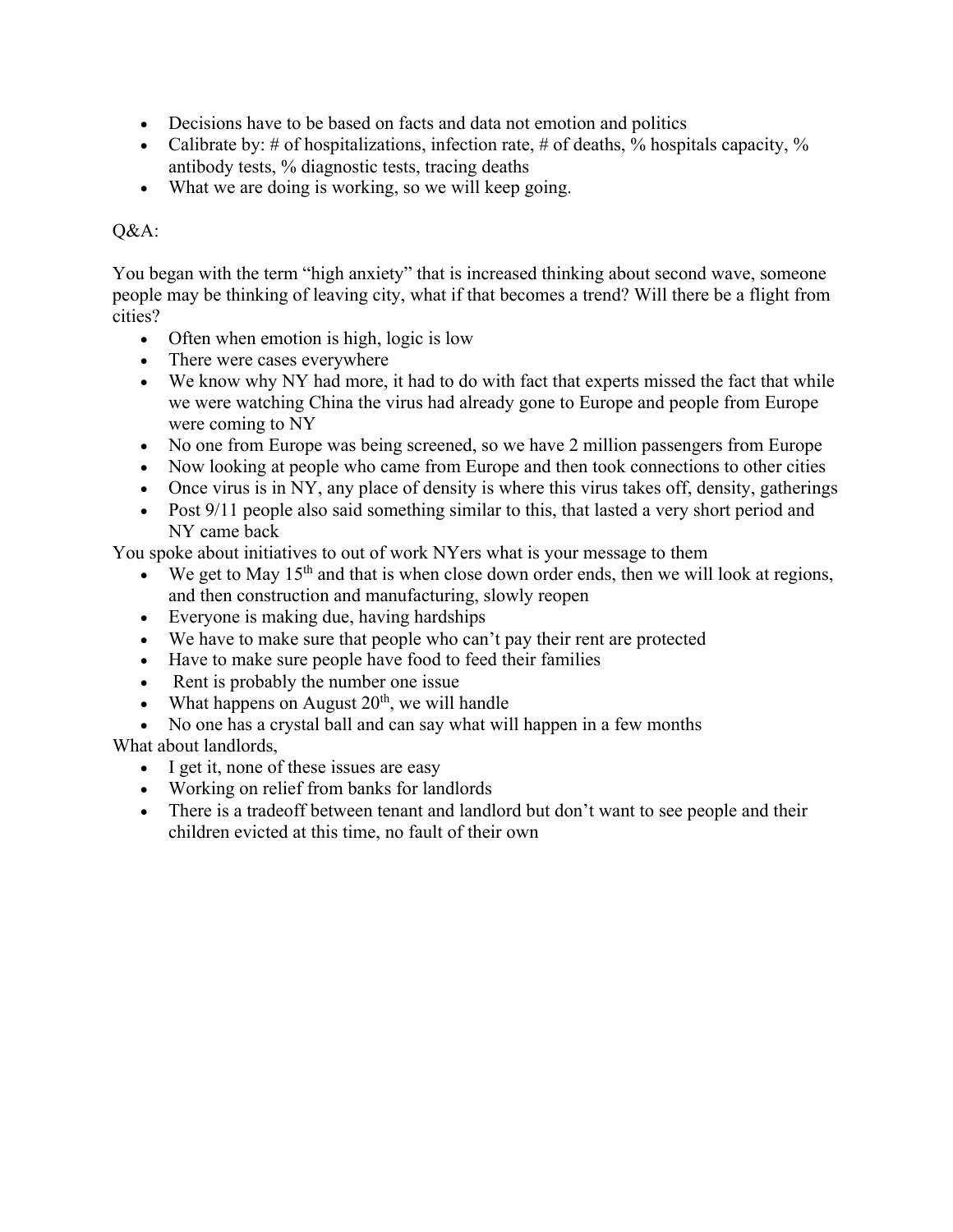- Decisions have to be based on facts and data not emotion and politics
- Calibrate by: # of hospitalizations, infection rate, # of deaths, % hospitals capacity, % antibody tests, % diagnostic tests, tracing deaths
- What we are doing is working, so we will keep going.

Q&A:

You began with the term "high anxiety" that is increased thinking about second wave, someone people may be thinking of leaving city, what if that becomes a trend? Will there be a flight from cities?

- Often when emotion is high, logic is low
- There were cases everywhere
- We know why NY had more, it had to do with fact that experts missed the fact that while we were watching China the virus had already gone to Europe and people from Europe were coming to NY
- No one from Europe was being screened, so we have 2 million passengers from Europe
- Now looking at people who came from Europe and then took connections to other cities
- Once virus is in NY, any place of density is where this virus takes off, density, gatherings
- Post 9/11 people also said something similar to this, that lasted a very short period and NY came back

You spoke about initiatives to out of work NYers what is your message to them

- We get to May 15th and that is when close down order ends, then we will look at regions, and then construction and manufacturing, slowly reopen
- Everyone is making due, having hardships
- We have to make sure that people who can't pay their rent are protected
- Have to make sure people have food to feed their families
- Rent is probably the number one issue
- What happens on August 20th, we will handle
- No one has a crystal ball and can say what will happen in a few months

What about landlords,

- I get it, none of these issues are easy
- Working on relief from banks for landlords
- There is a tradeoff between tenant and landlord but don't want to see people and their children evicted at this time, no fault of their own